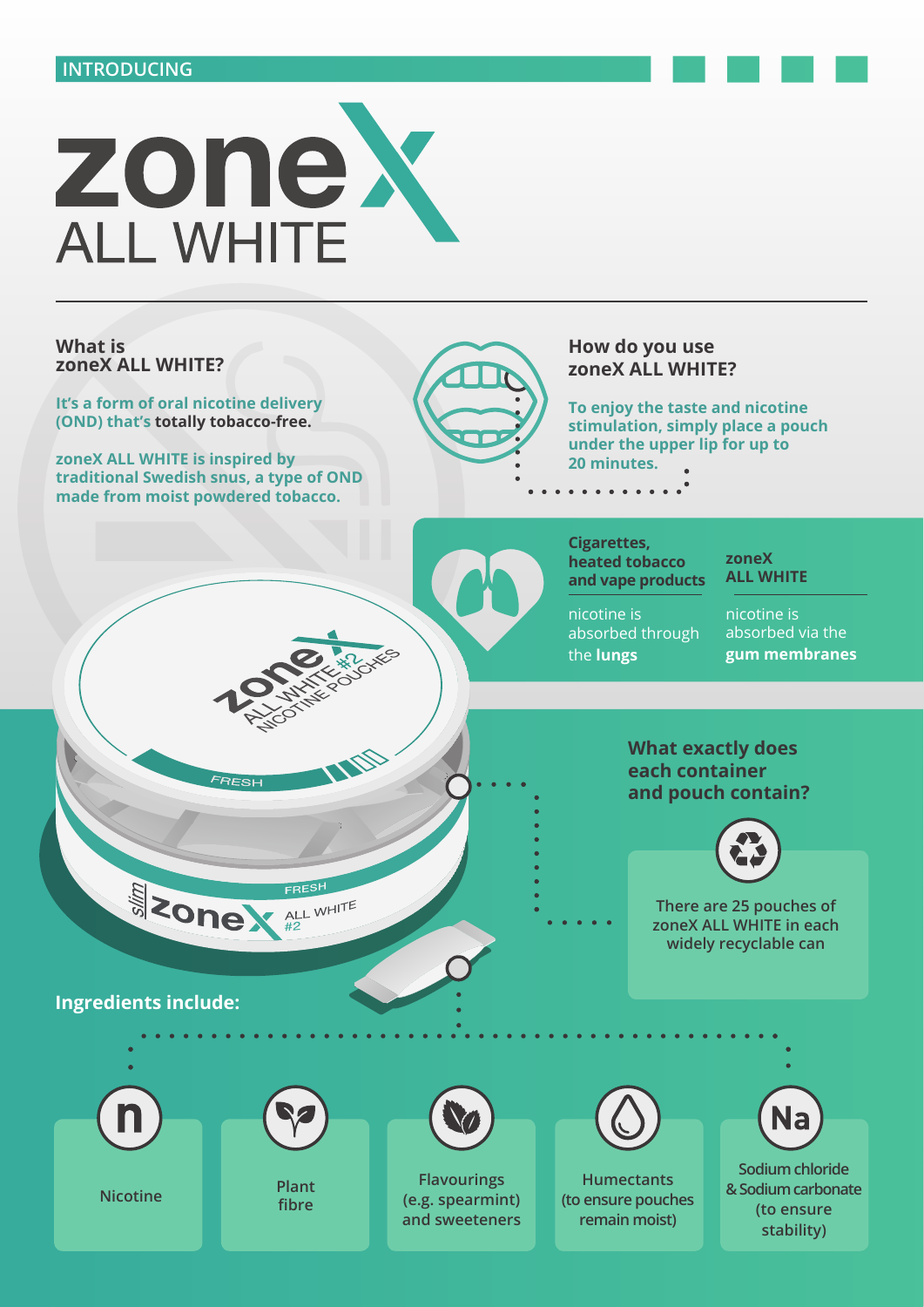INTRODUCING

# zoneX ALL WHITE

## What is zoneX ALL WHITE?

It's a form of oral nicotine delivery (OND) that's **totally tobacco-free.**

zoneX ALL WHITE is inspired by traditional Swedish snus, a type of OND made from moist powdered tobacco.

## How do you use zoneX ALL WHITE?

To enjoy the taste and nicotine stimulation, simply place a pouch under the upper lip for up to 20 minutes.

| Cigarettes, heated tobacco and vape products | zoneX ALL WHITE |
| --- | --- |
| nicotine is absorbed through the **lungs** | nicotine is absorbed via the **gum membranes** |

## What exactly does each container and pouch contain?

There are 25 pouches of zoneX ALL WHITE in each widely recyclable can

**Ingredients include:**

- Nicotine
- Plant fibre
- Flavourings (e.g. spearmint) and sweeteners
- Humectants (to ensure pouches remain moist)
- Sodium chloride & Sodium carbonate (to ensure stability)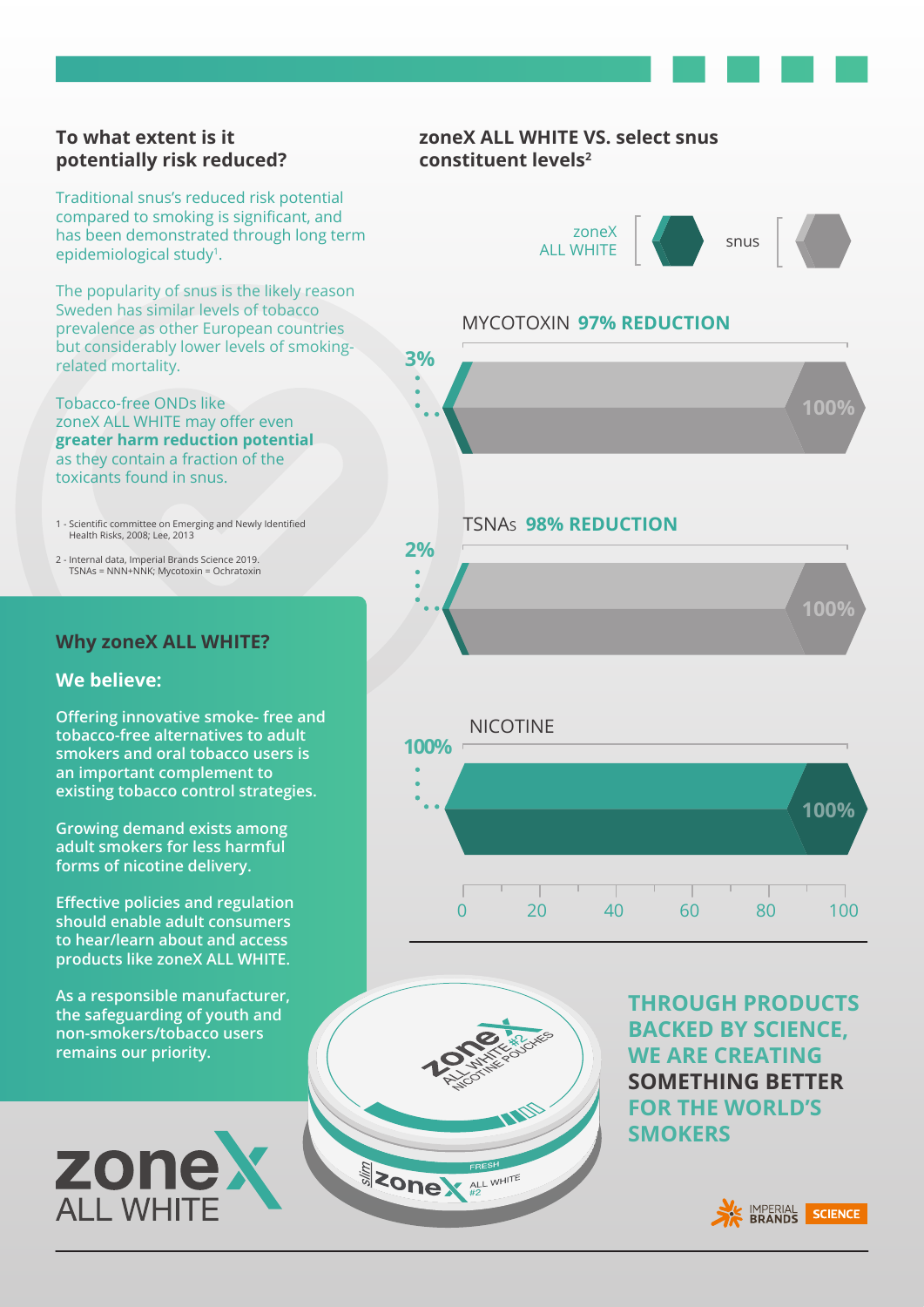## To what extent is it potentially risk reduced?

Traditional snus's reduced risk potential compared to smoking is significant, and has been demonstrated through long term epidemiological study[1].

The popularity of snus is the likely reason Sweden has similar levels of tobacco prevalence as other European countries but considerably lower levels of smoking-related mortality.

Tobacco-free ONDs like zoneX ALL WHITE may offer even **greater harm reduction potential** as they contain a fraction of the toxicants found in snus.

1 - Scientific committee on Emerging and Newly Identified Health Risks, 2008; Lee, 2013

2 - Internal data, Imperial Brands Science 2019. TSNAs = NNN+NNK; Mycotoxin = Ochratoxin

## zoneX ALL WHITE VS. select snus constituent levels[2]

zoneX ALL WHITE

snus

MYCOTOXIN **97% REDUCTION**

3%

100%

TSNAs **98% REDUCTION**

2%

100%

NICOTINE

100%

100%

0 20 40 60 80 100

## Why zoneX ALL WHITE?

### We believe:

**Offering innovative smoke- free and tobacco-free alternatives to adult smokers and oral tobacco users is an important complement to existing tobacco control strategies.**

**Growing demand exists among adult smokers for less harmful forms of nicotine delivery.**

**Effective policies and regulation should enable adult consumers to hear/learn about and access products like zoneX ALL WHITE.**

**As a responsible manufacturer, the safeguarding of youth and non-smokers/tobacco users remains our priority.**

zoneX ALL WHITE

**THROUGH PRODUCTS BACKED BY SCIENCE, WE ARE CREATING SOMETHING BETTER FOR THE WORLD'S SMOKERS**

IMPERIAL BRANDS SCIENCE